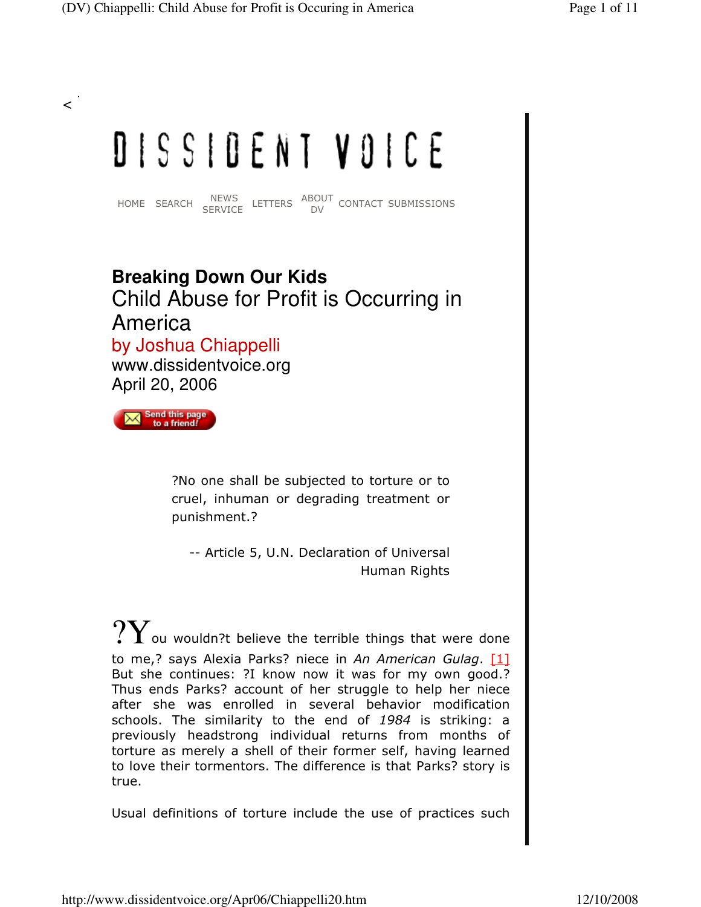<

# DISSIDENT VOICE

HOME SEARCH NEWS SERVICE LETTERS ABOUT DV CONTACT SUBMISSIONS

## Breaking Down Our Kids

## Child Abuse for Profit is Occurring in America

by Joshua Chiappelli
www.dissidentvoice.org
April 20, 2006

Send this page to a friend!

> ?No one shall be subjected to torture or to cruel, inhuman or degrading treatment or punishment.?
>
> -- Article 5, U.N. Declaration of Universal Human Rights

?You wouldn?t believe the terrible things that were done to me,? says Alexia Parks? niece in *An American Gulag*. [1] But she continues: ?I know now it was for my own good.? Thus ends Parks? account of her struggle to help her niece after she was enrolled in several behavior modification schools. The similarity to the end of *1984* is striking: a previously headstrong individual returns from months of torture as merely a shell of their former self, having learned to love their tormentors. The difference is that Parks? story is true.

Usual definitions of torture include the use of practices such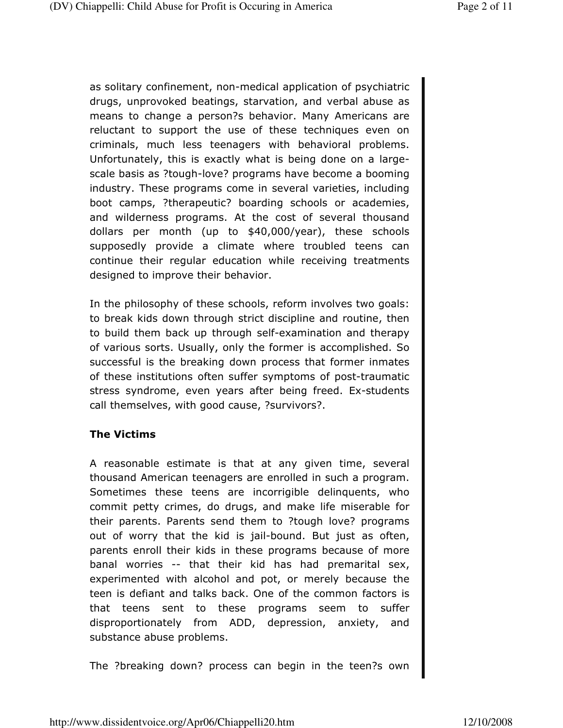as solitary confinement, non-medical application of psychiatric drugs, unprovoked beatings, starvation, and verbal abuse as means to change a person?s behavior. Many Americans are reluctant to support the use of these techniques even on criminals, much less teenagers with behavioral problems. Unfortunately, this is exactly what is being done on a large-scale basis as ?tough-love? programs have become a booming industry. These programs come in several varieties, including boot camps, ?therapeutic? boarding schools or academies, and wilderness programs. At the cost of several thousand dollars per month (up to $40,000/year), these schools supposedly provide a climate where troubled teens can continue their regular education while receiving treatments designed to improve their behavior.

In the philosophy of these schools, reform involves two goals: to break kids down through strict discipline and routine, then to build them back up through self-examination and therapy of various sorts. Usually, only the former is accomplished. So successful is the breaking down process that former inmates of these institutions often suffer symptoms of post-traumatic stress syndrome, even years after being freed. Ex-students call themselves, with good cause, ?survivors?.

**The Victims**

A reasonable estimate is that at any given time, several thousand American teenagers are enrolled in such a program. Sometimes these teens are incorrigible delinquents, who commit petty crimes, do drugs, and make life miserable for their parents. Parents send them to ?tough love? programs out of worry that the kid is jail-bound. But just as often, parents enroll their kids in these programs because of more banal worries -- that their kid has had premarital sex, experimented with alcohol and pot, or merely because the teen is defiant and talks back. One of the common factors is that teens sent to these programs seem to suffer disproportionately from ADD, depression, anxiety, and substance abuse problems.

The ?breaking down? process can begin in the teen?s own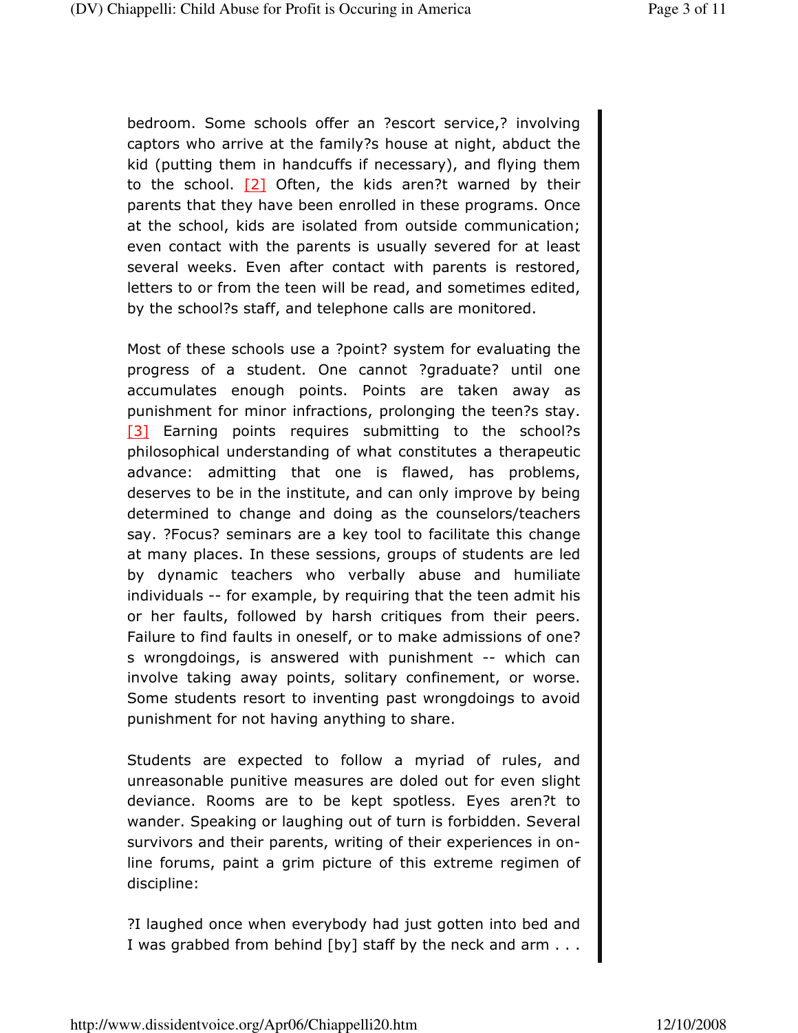bedroom. Some schools offer an ?escort service,? involving captors who arrive at the family?s house at night, abduct the kid (putting them in handcuffs if necessary), and flying them to the school. [2] Often, the kids aren?t warned by their parents that they have been enrolled in these programs. Once at the school, kids are isolated from outside communication; even contact with the parents is usually severed for at least several weeks. Even after contact with parents is restored, letters to or from the teen will be read, and sometimes edited, by the school?s staff, and telephone calls are monitored.

Most of these schools use a ?point? system for evaluating the progress of a student. One cannot ?graduate? until one accumulates enough points. Points are taken away as punishment for minor infractions, prolonging the teen?s stay. [3] Earning points requires submitting to the school?s philosophical understanding of what constitutes a therapeutic advance: admitting that one is flawed, has problems, deserves to be in the institute, and can only improve by being determined to change and doing as the counselors/teachers say. ?Focus? seminars are a key tool to facilitate this change at many places. In these sessions, groups of students are led by dynamic teachers who verbally abuse and humiliate individuals -- for example, by requiring that the teen admit his or her faults, followed by harsh critiques from their peers. Failure to find faults in oneself, or to make admissions of one?s wrongdoings, is answered with punishment -- which can involve taking away points, solitary confinement, or worse. Some students resort to inventing past wrongdoings to avoid punishment for not having anything to share.

Students are expected to follow a myriad of rules, and unreasonable punitive measures are doled out for even slight deviance. Rooms are to be kept spotless. Eyes aren?t to wander. Speaking or laughing out of turn is forbidden. Several survivors and their parents, writing of their experiences in on-line forums, paint a grim picture of this extreme regimen of discipline:

?I laughed once when everybody had just gotten into bed and I was grabbed from behind [by] staff by the neck and arm . . .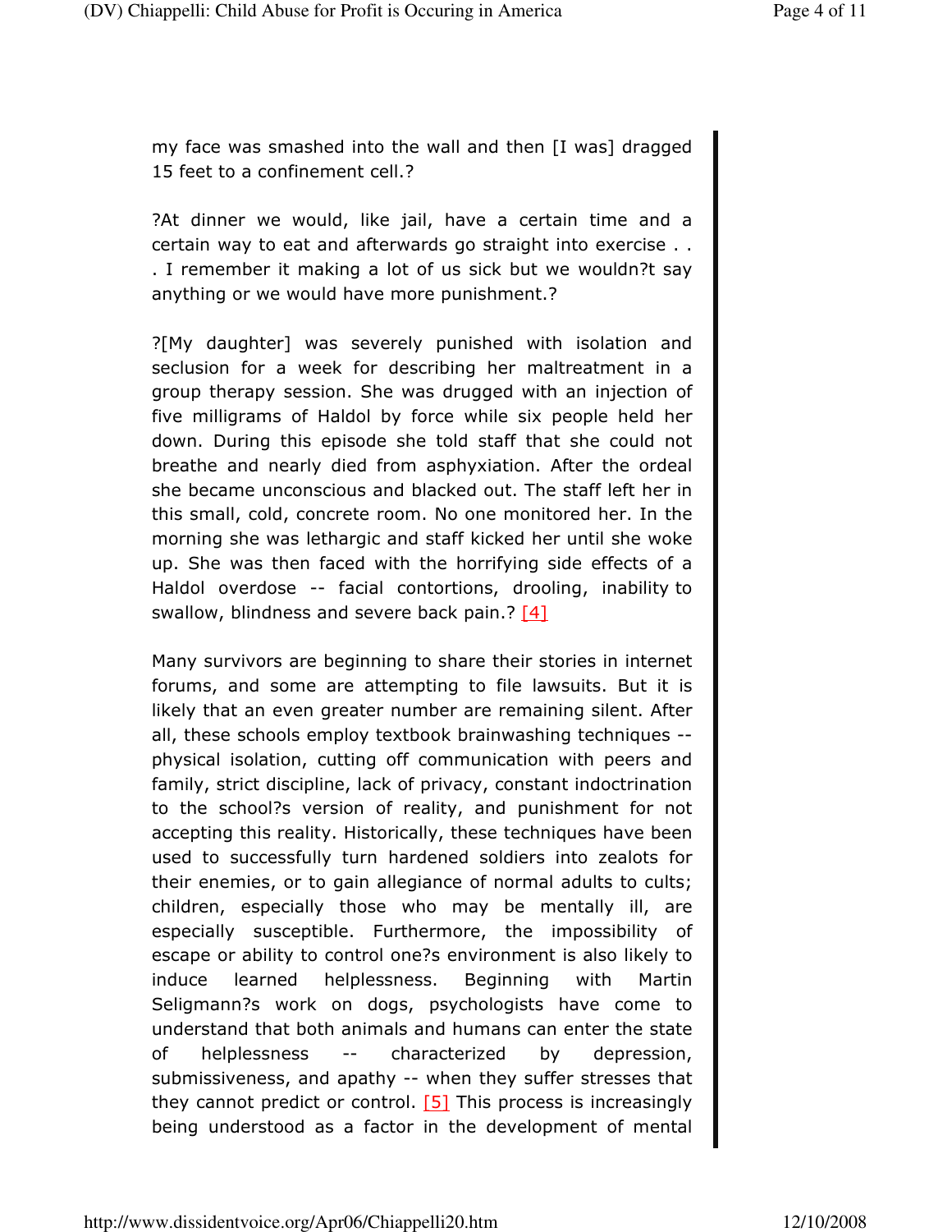my face was smashed into the wall and then [I was] dragged 15 feet to a confinement cell.?

?At dinner we would, like jail, have a certain time and a certain way to eat and afterwards go straight into exercise . . . I remember it making a lot of us sick but we wouldn?t say anything or we would have more punishment.?

?[My daughter] was severely punished with isolation and seclusion for a week for describing her maltreatment in a group therapy session. She was drugged with an injection of five milligrams of Haldol by force while six people held her down. During this episode she told staff that she could not breathe and nearly died from asphyxiation. After the ordeal she became unconscious and blacked out. The staff left her in this small, cold, concrete room. No one monitored her. In the morning she was lethargic and staff kicked her until she woke up. She was then faced with the horrifying side effects of a Haldol overdose -- facial contortions, drooling, inability to swallow, blindness and severe back pain.? [4]

Many survivors are beginning to share their stories in internet forums, and some are attempting to file lawsuits. But it is likely that an even greater number are remaining silent. After all, these schools employ textbook brainwashing techniques -- physical isolation, cutting off communication with peers and family, strict discipline, lack of privacy, constant indoctrination to the school?s version of reality, and punishment for not accepting this reality. Historically, these techniques have been used to successfully turn hardened soldiers into zealots for their enemies, or to gain allegiance of normal adults to cults; children, especially those who may be mentally ill, are especially susceptible. Furthermore, the impossibility of escape or ability to control one?s environment is also likely to induce learned helplessness. Beginning with Martin Seligmann?s work on dogs, psychologists have come to understand that both animals and humans can enter the state of helplessness -- characterized by depression, submissiveness, and apathy -- when they suffer stresses that they cannot predict or control. [5] This process is increasingly being understood as a factor in the development of mental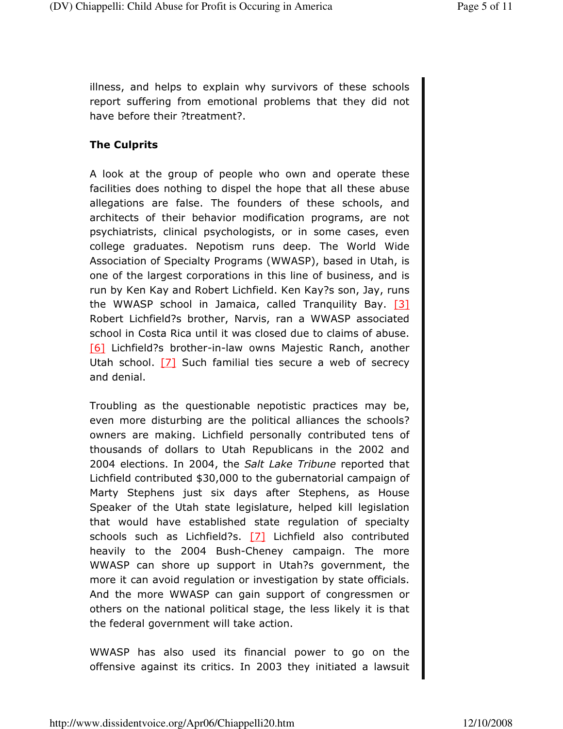illness, and helps to explain why survivors of these schools report suffering from emotional problems that they did not have before their ?treatment?.

**The Culprits**

A look at the group of people who own and operate these facilities does nothing to dispel the hope that all these abuse allegations are false. The founders of these schools, and architects of their behavior modification programs, are not psychiatrists, clinical psychologists, or in some cases, even college graduates. Nepotism runs deep. The World Wide Association of Specialty Programs (WWASP), based in Utah, is one of the largest corporations in this line of business, and is run by Ken Kay and Robert Lichfield. Ken Kay?s son, Jay, runs the WWASP school in Jamaica, called Tranquility Bay. [3] Robert Lichfield?s brother, Narvis, ran a WWASP associated school in Costa Rica until it was closed due to claims of abuse. [6] Lichfield?s brother-in-law owns Majestic Ranch, another Utah school. [7] Such familial ties secure a web of secrecy and denial.

Troubling as the questionable nepotistic practices may be, even more disturbing are the political alliances the schools? owners are making. Lichfield personally contributed tens of thousands of dollars to Utah Republicans in the 2002 and 2004 elections. In 2004, the *Salt Lake Tribune* reported that Lichfield contributed $30,000 to the gubernatorial campaign of Marty Stephens just six days after Stephens, as House Speaker of the Utah state legislature, helped kill legislation that would have established state regulation of specialty schools such as Lichfield?s. [7] Lichfield also contributed heavily to the 2004 Bush-Cheney campaign. The more WWASP can shore up support in Utah?s government, the more it can avoid regulation or investigation by state officials. And the more WWASP can gain support of congressmen or others on the national political stage, the less likely it is that the federal government will take action.

WWASP has also used its financial power to go on the offensive against its critics. In 2003 they initiated a lawsuit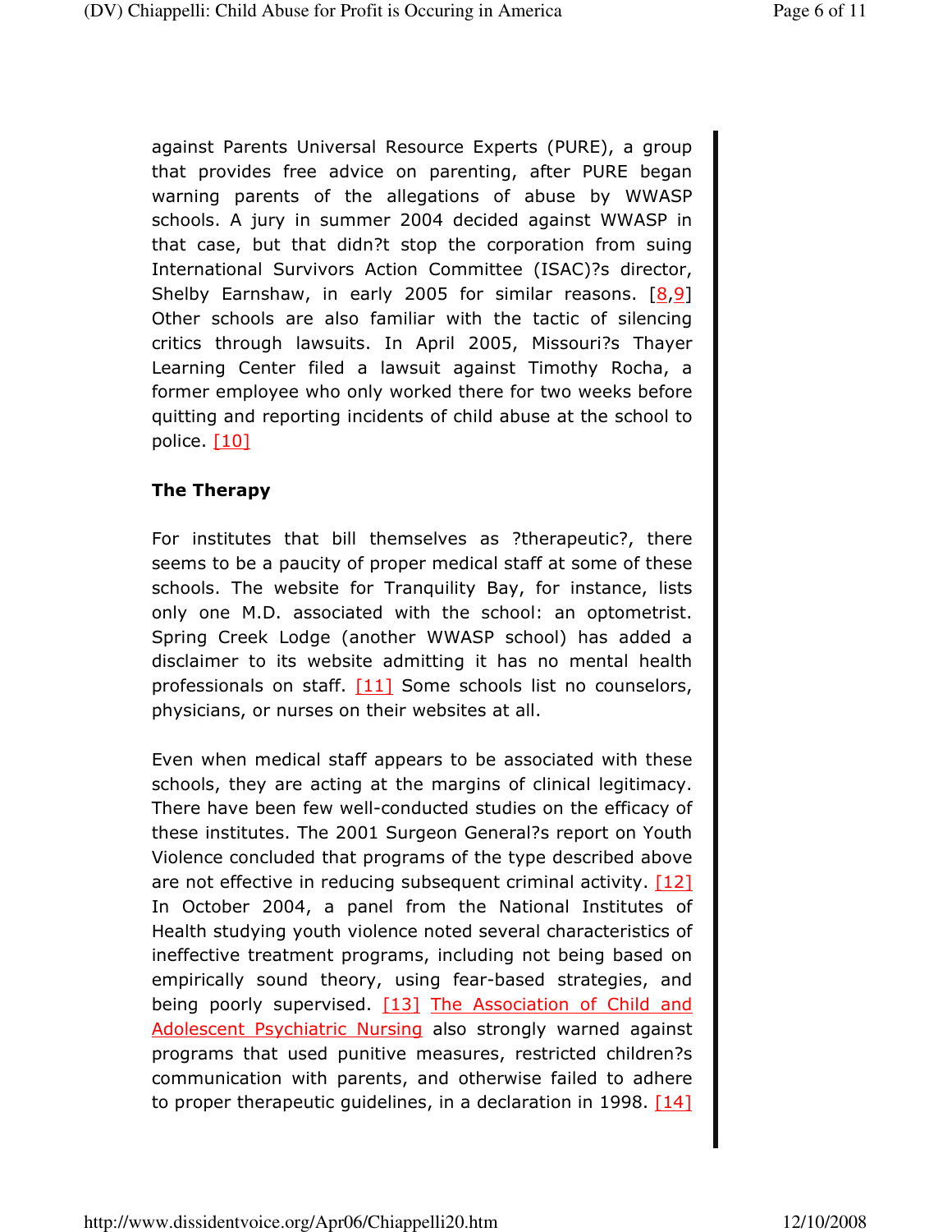against Parents Universal Resource Experts (PURE), a group that provides free advice on parenting, after PURE began warning parents of the allegations of abuse by WWASP schools. A jury in summer 2004 decided against WWASP in that case, but that didn?t stop the corporation from suing International Survivors Action Committee (ISAC)?s director, Shelby Earnshaw, in early 2005 for similar reasons. [8,9] Other schools are also familiar with the tactic of silencing critics through lawsuits. In April 2005, Missouri?s Thayer Learning Center filed a lawsuit against Timothy Rocha, a former employee who only worked there for two weeks before quitting and reporting incidents of child abuse at the school to police. [10]

**The Therapy**

For institutes that bill themselves as ?therapeutic?, there seems to be a paucity of proper medical staff at some of these schools. The website for Tranquility Bay, for instance, lists only one M.D. associated with the school: an optometrist. Spring Creek Lodge (another WWASP school) has added a disclaimer to its website admitting it has no mental health professionals on staff. [11] Some schools list no counselors, physicians, or nurses on their websites at all.

Even when medical staff appears to be associated with these schools, they are acting at the margins of clinical legitimacy. There have been few well-conducted studies on the efficacy of these institutes. The 2001 Surgeon General?s report on Youth Violence concluded that programs of the type described above are not effective in reducing subsequent criminal activity. [12] In October 2004, a panel from the National Institutes of Health studying youth violence noted several characteristics of ineffective treatment programs, including not being based on empirically sound theory, using fear-based strategies, and being poorly supervised. [13] The Association of Child and Adolescent Psychiatric Nursing also strongly warned against programs that used punitive measures, restricted children?s communication with parents, and otherwise failed to adhere to proper therapeutic guidelines, in a declaration in 1998. [14]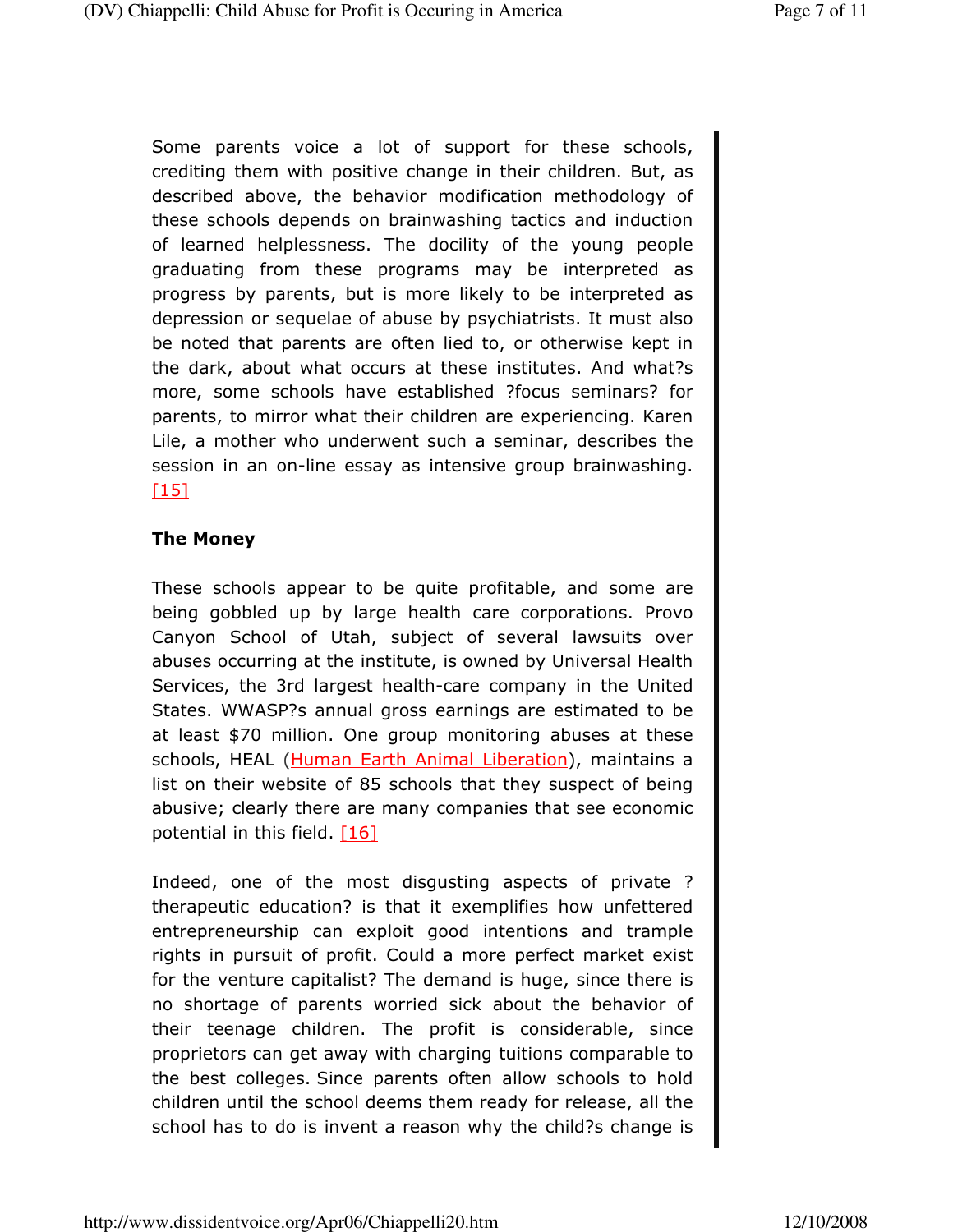Some parents voice a lot of support for these schools, crediting them with positive change in their children. But, as described above, the behavior modification methodology of these schools depends on brainwashing tactics and induction of learned helplessness. The docility of the young people graduating from these programs may be interpreted as progress by parents, but is more likely to be interpreted as depression or sequelae of abuse by psychiatrists. It must also be noted that parents are often lied to, or otherwise kept in the dark, about what occurs at these institutes. And what?s more, some schools have established ?focus seminars? for parents, to mirror what their children are experiencing. Karen Lile, a mother who underwent such a seminar, describes the session in an on-line essay as intensive group brainwashing. [15]

**The Money**

These schools appear to be quite profitable, and some are being gobbled up by large health care corporations. Provo Canyon School of Utah, subject of several lawsuits over abuses occurring at the institute, is owned by Universal Health Services, the 3rd largest health-care company in the United States. WWASP?s annual gross earnings are estimated to be at least $70 million. One group monitoring abuses at these schools, HEAL (Human Earth Animal Liberation), maintains a list on their website of 85 schools that they suspect of being abusive; clearly there are many companies that see economic potential in this field. [16]

Indeed, one of the most disgusting aspects of private ?therapeutic education? is that it exemplifies how unfettered entrepreneurship can exploit good intentions and trample rights in pursuit of profit. Could a more perfect market exist for the venture capitalist? The demand is huge, since there is no shortage of parents worried sick about the behavior of their teenage children. The profit is considerable, since proprietors can get away with charging tuitions comparable to the best colleges. Since parents often allow schools to hold children until the school deems them ready for release, all the school has to do is invent a reason why the child?s change is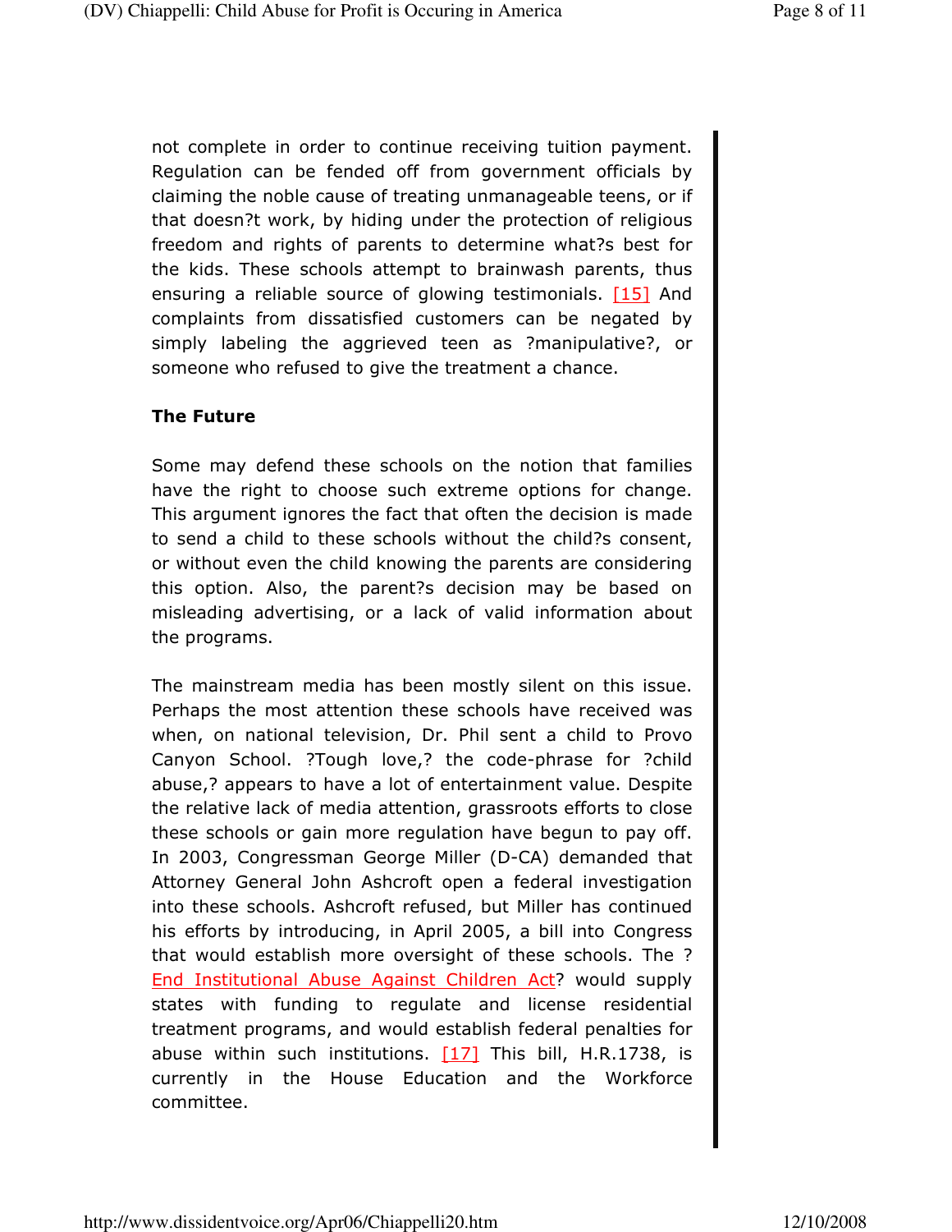not complete in order to continue receiving tuition payment. Regulation can be fended off from government officials by claiming the noble cause of treating unmanageable teens, or if that doesn?t work, by hiding under the protection of religious freedom and rights of parents to determine what?s best for the kids. These schools attempt to brainwash parents, thus ensuring a reliable source of glowing testimonials. [15] And complaints from dissatisfied customers can be negated by simply labeling the aggrieved teen as ?manipulative?, or someone who refused to give the treatment a chance.

**The Future**

Some may defend these schools on the notion that families have the right to choose such extreme options for change. This argument ignores the fact that often the decision is made to send a child to these schools without the child?s consent, or without even the child knowing the parents are considering this option. Also, the parent?s decision may be based on misleading advertising, or a lack of valid information about the programs.

The mainstream media has been mostly silent on this issue. Perhaps the most attention these schools have received was when, on national television, Dr. Phil sent a child to Provo Canyon School. ?Tough love,? the code-phrase for ?child abuse,? appears to have a lot of entertainment value. Despite the relative lack of media attention, grassroots efforts to close these schools or gain more regulation have begun to pay off. In 2003, Congressman George Miller (D-CA) demanded that Attorney General John Ashcroft open a federal investigation into these schools. Ashcroft refused, but Miller has continued his efforts by introducing, in April 2005, a bill into Congress that would establish more oversight of these schools. The ?End Institutional Abuse Against Children Act? would supply states with funding to regulate and license residential treatment programs, and would establish federal penalties for abuse within such institutions. [17] This bill, H.R.1738, is currently in the House Education and the Workforce committee.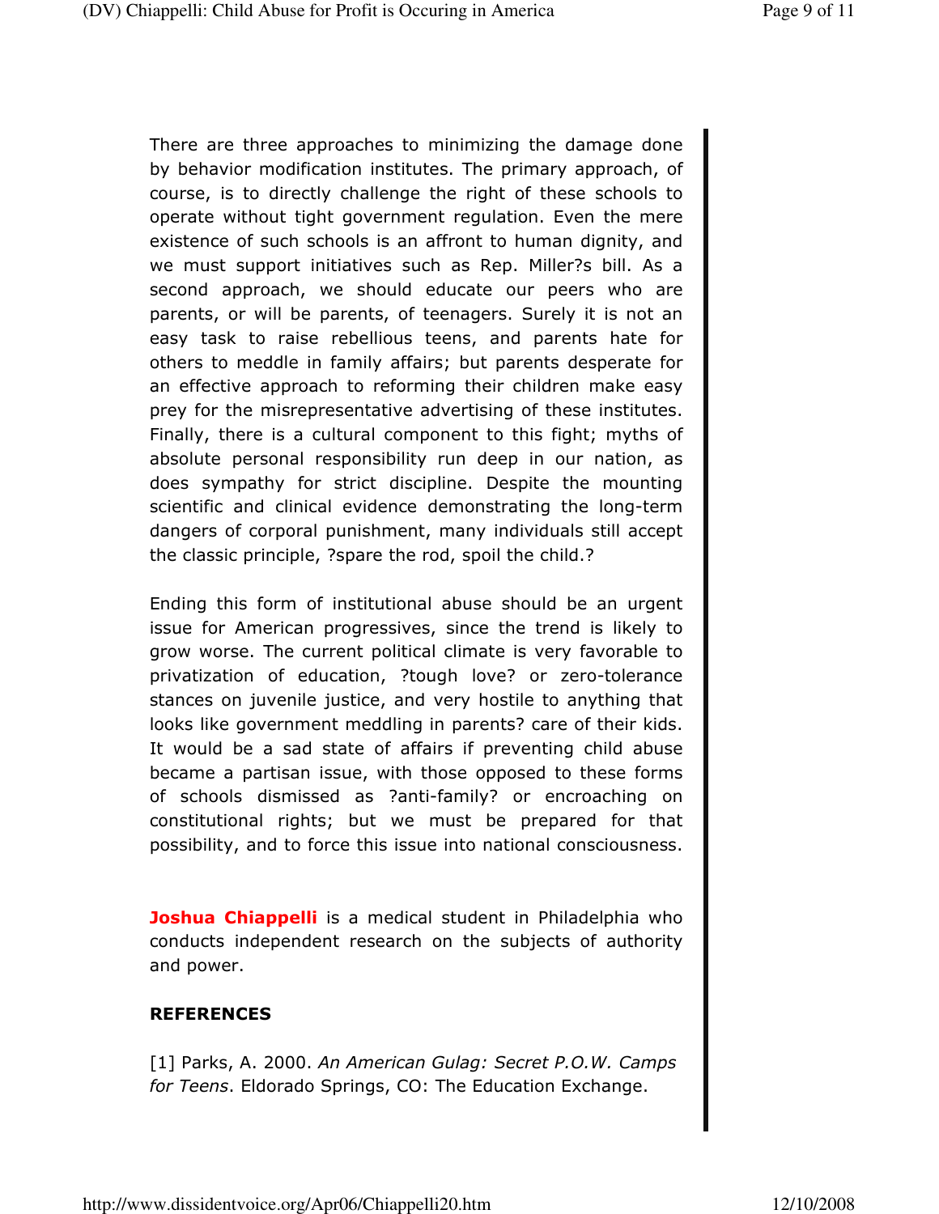There are three approaches to minimizing the damage done by behavior modification institutes. The primary approach, of course, is to directly challenge the right of these schools to operate without tight government regulation. Even the mere existence of such schools is an affront to human dignity, and we must support initiatives such as Rep. Miller?s bill. As a second approach, we should educate our peers who are parents, or will be parents, of teenagers. Surely it is not an easy task to raise rebellious teens, and parents hate for others to meddle in family affairs; but parents desperate for an effective approach to reforming their children make easy prey for the misrepresentative advertising of these institutes. Finally, there is a cultural component to this fight; myths of absolute personal responsibility run deep in our nation, as does sympathy for strict discipline. Despite the mounting scientific and clinical evidence demonstrating the long-term dangers of corporal punishment, many individuals still accept the classic principle, ?spare the rod, spoil the child.?

Ending this form of institutional abuse should be an urgent issue for American progressives, since the trend is likely to grow worse. The current political climate is very favorable to privatization of education, ?tough love? or zero-tolerance stances on juvenile justice, and very hostile to anything that looks like government meddling in parents? care of their kids. It would be a sad state of affairs if preventing child abuse became a partisan issue, with those opposed to these forms of schools dismissed as ?anti-family? or encroaching on constitutional rights; but we must be prepared for that possibility, and to force this issue into national consciousness.

**Joshua Chiappelli** is a medical student in Philadelphia who conducts independent research on the subjects of authority and power.

**REFERENCES**

[1] Parks, A. 2000. *An American Gulag: Secret P.O.W. Camps for Teens*. Eldorado Springs, CO: The Education Exchange.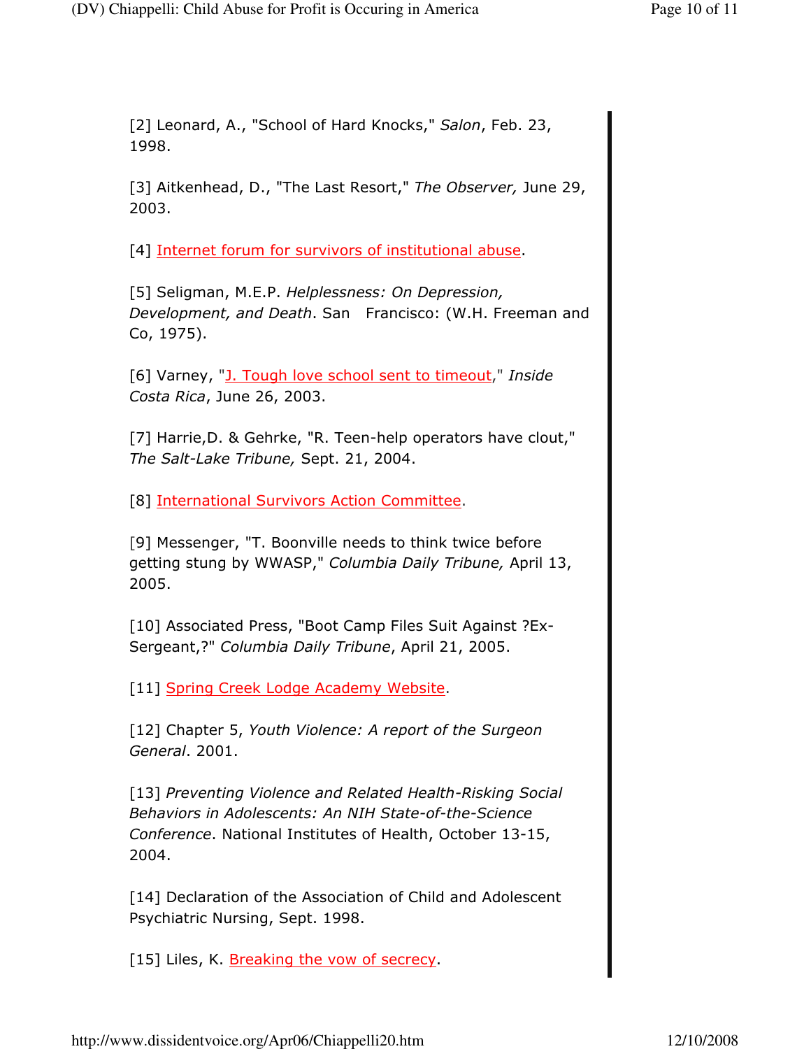[2] Leonard, A., "School of Hard Knocks," *Salon*, Feb. 23, 1998.

[3] Aitkenhead, D., "The Last Resort," *The Observer,* June 29, 2003.

[4] Internet forum for survivors of institutional abuse.

[5] Seligman, M.E.P. *Helplessness: On Depression, Development, and Death*. San Francisco: (W.H. Freeman and Co, 1975).

[6] Varney, "J. Tough love school sent to timeout," *Inside Costa Rica*, June 26, 2003.

[7] Harrie,D. & Gehrke, "R. Teen-help operators have clout," *The Salt-Lake Tribune,* Sept. 21, 2004.

[8] International Survivors Action Committee.

[9] Messenger, "T. Boonville needs to think twice before getting stung by WWASP," *Columbia Daily Tribune,* April 13, 2005.

[10] Associated Press, "Boot Camp Files Suit Against ?Ex-Sergeant,?" *Columbia Daily Tribune*, April 21, 2005.

[11] Spring Creek Lodge Academy Website.

[12] Chapter 5, *Youth Violence: A report of the Surgeon General*. 2001.

[13] *Preventing Violence and Related Health-Risking Social Behaviors in Adolescents: An NIH State-of-the-Science Conference*. National Institutes of Health, October 13-15, 2004.

[14] Declaration of the Association of Child and Adolescent Psychiatric Nursing, Sept. 1998.

[15] Liles, K. Breaking the vow of secrecy.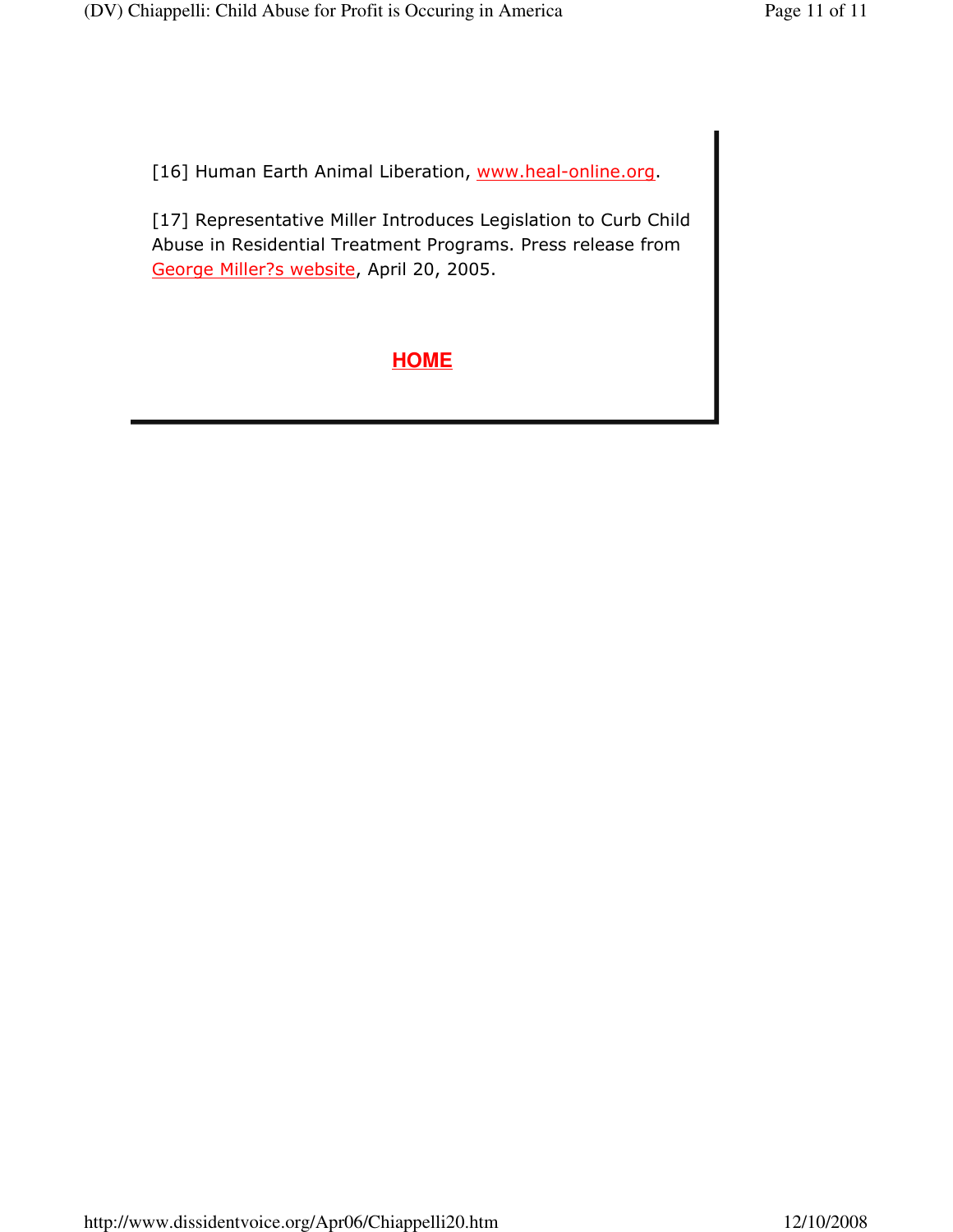[16] Human Earth Animal Liberation, www.heal-online.org.

[17] Representative Miller Introduces Legislation to Curb Child Abuse in Residential Treatment Programs. Press release from George Miller?s website, April 20, 2005.

**HOME**